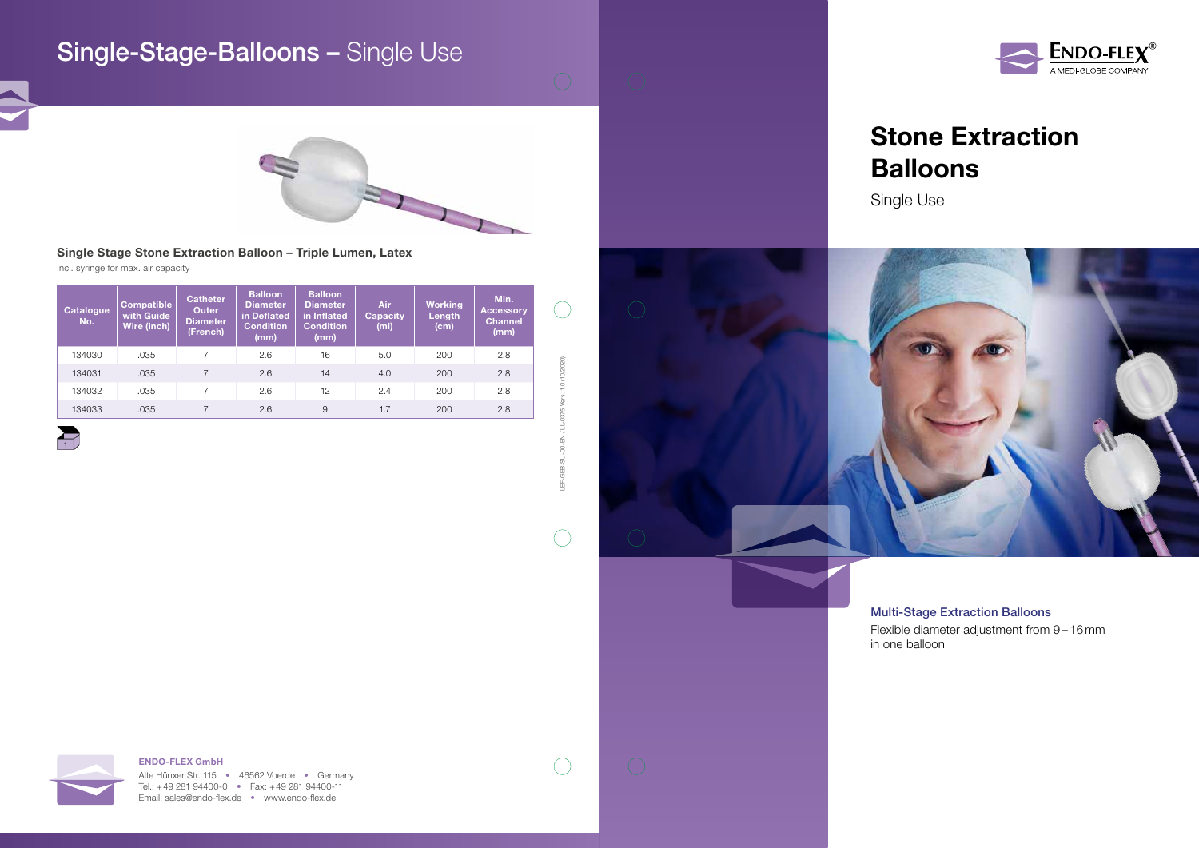# Single-Stage-Balloons – Single Use

### Single Stage Stone Extraction Balloon – Triple Lumen, Latex

Incl. syringe for max. air capacity

| Catalogue No. | Compatible with Guide Wire (inch) | Catheter Outer Diameter (French) | Balloon Diameter in Deflated Condition (mm) | Balloon Diameter in Inflated Condition (mm) | Air Capacity (ml) | Working Length (cm) | Min. Accessory Channel (mm) |
|---|---|---|---|---|---|---|---|
| 134030 | .035 | 7 | 2.6 | 16 | 5.0 | 200 | 2.8 |
| 134031 | .035 | 7 | 2.6 | 14 | 4.0 | 200 | 2.8 |
| 134032 | .035 | 7 | 2.6 | 12 | 2.4 | 200 | 2.8 |
| 134033 | .035 | 7 | 2.6 | 9 | 1.7 | 200 | 2.8 |

1

LEF-GEB-SU-00-EN / LL-0375 Vers. 1.0 (10/2020)

**ENDO-FLEX GmbH**
Alte Hünxer Str. 115 • 46562 Voerde • Germany
Tel.: +49 281 94400-0 • Fax: +49 281 94400-11
Email: sales@endo-flex.de • www.endo-flex.de

ENDO-FLEX®
A MEDI-GLOBE COMPANY

# Stone Extraction Balloons

Single Use

**Multi-Stage Extraction Balloons**
Flexible diameter adjustment from 9 – 16 mm in one balloon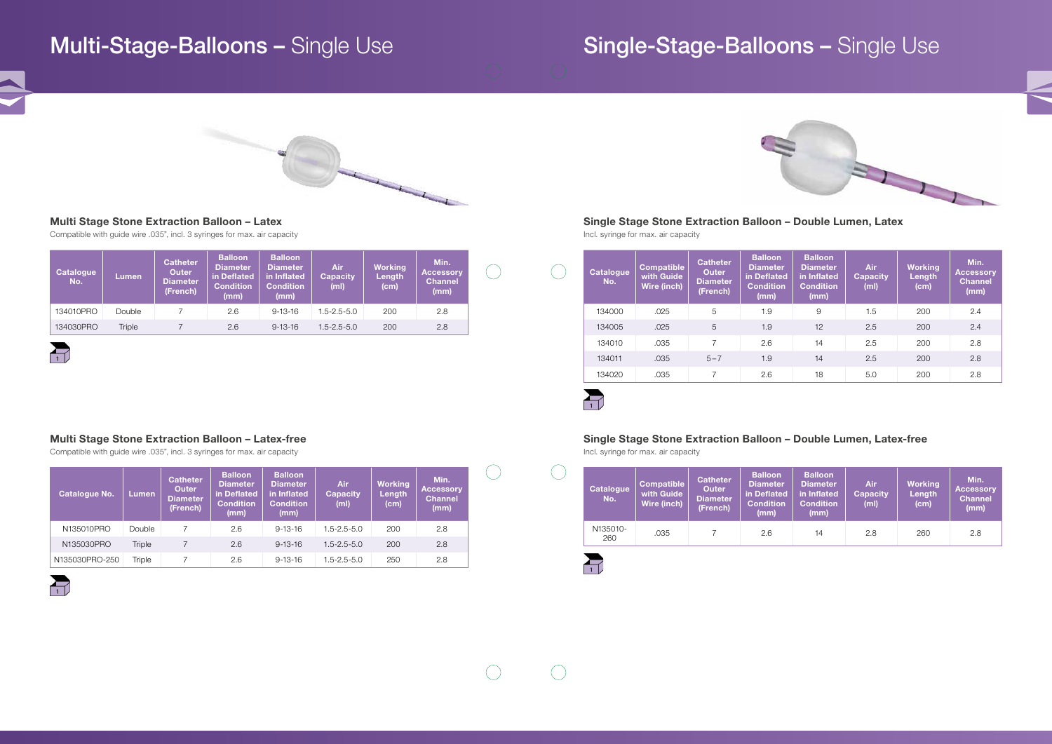# Multi-Stage-Balloons – Single Use

### Multi Stage Stone Extraction Balloon – Latex

Compatible with guide wire .035", incl. 3 syringes for max. air capacity

| Catalogue No. | Lumen | Catheter Outer Diameter (French) | Balloon Diameter in Deflated Condition (mm) | Balloon Diameter in Inflated Condition (mm) | Air Capacity (ml) | Working Length (cm) | Min. Accessory Channel (mm) |
|---|---|---|---|---|---|---|---|
| 134010PRO | Double | 7 | 2.6 | 9-13-16 | 1.5-2.5-5.0 | 200 | 2.8 |
| 134030PRO | Triple | 7 | 2.6 | 9-13-16 | 1.5-2.5-5.0 | 200 | 2.8 |

1

### Multi Stage Stone Extraction Balloon – Latex-free

Compatible with guide wire .035", incl. 3 syringes for max. air capacity

| Catalogue No. | Lumen | Catheter Outer Diameter (French) | Balloon Diameter in Deflated Condition (mm) | Balloon Diameter in Inflated Condition (mm) | Air Capacity (ml) | Working Length (cm) | Min. Accessory Channel (mm) |
|---|---|---|---|---|---|---|---|
| N135010PRO | Double | 7 | 2.6 | 9-13-16 | 1.5-2.5-5.0 | 200 | 2.8 |
| N135030PRO | Triple | 7 | 2.6 | 9-13-16 | 1.5-2.5-5.0 | 200 | 2.8 |
| N135030PRO-250 | Triple | 7 | 2.6 | 9-13-16 | 1.5-2.5-5.0 | 250 | 2.8 |

1

# Single-Stage-Balloons – Single Use

### Single Stage Stone Extraction Balloon – Double Lumen, Latex

Incl. syringe for max. air capacity

| Catalogue No. | Compatible with Guide Wire (inch) | Catheter Outer Diameter (French) | Balloon Diameter in Deflated Condition (mm) | Balloon Diameter in Inflated Condition (mm) | Air Capacity (ml) | Working Length (cm) | Min. Accessory Channel (mm) |
|---|---|---|---|---|---|---|---|
| 134000 | .025 | 5 | 1.9 | 9 | 1.5 | 200 | 2.4 |
| 134005 | .025 | 5 | 1.9 | 12 | 2.5 | 200 | 2.4 |
| 134010 | .035 | 7 | 2.6 | 14 | 2.5 | 200 | 2.8 |
| 134011 | .035 | 5–7 | 1.9 | 14 | 2.5 | 200 | 2.8 |
| 134020 | .035 | 7 | 2.6 | 18 | 5.0 | 200 | 2.8 |

1

### Single Stage Stone Extraction Balloon – Double Lumen, Latex-free

Incl. syringe for max. air capacity

| Catalogue No. | Compatible with Guide Wire (inch) | Catheter Outer Diameter (French) | Balloon Diameter in Deflated Condition (mm) | Balloon Diameter in Inflated Condition (mm) | Air Capacity (ml) | Working Length (cm) | Min. Accessory Channel (mm) |
|---|---|---|---|---|---|---|---|
| N135010-260 | .035 | 7 | 2.6 | 14 | 2.8 | 260 | 2.8 |

1